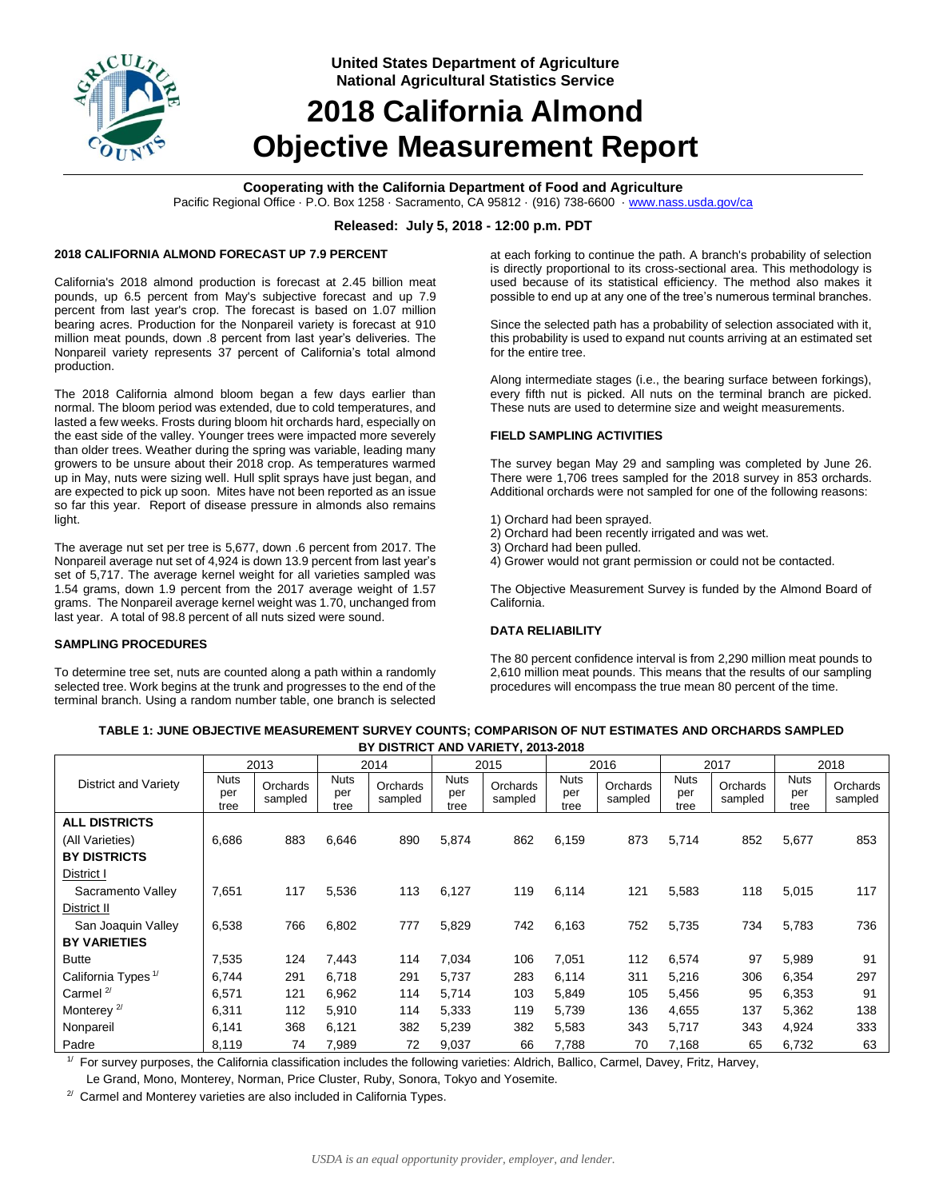United States Department of Agriculture
National Agricultural Statistics Service

# 2018 California Almond Objective Measurement Report

**Cooperating with the California Department of Food and Agriculture**
Pacific Regional Office · P.O. Box 1258 · Sacramento, CA 95812 · (916) 738-6600 · www.nass.usda.gov/ca

**Released: July 5, 2018 - 12:00 p.m. PDT**

### 2018 CALIFORNIA ALMOND FORECAST UP 7.9 PERCENT

California's 2018 almond production is forecast at 2.45 billion meat pounds, up 6.5 percent from May's subjective forecast and up 7.9 percent from last year's crop. The forecast is based on 1.07 million bearing acres. Production for the Nonpareil variety is forecast at 910 million meat pounds, down .8 percent from last year's deliveries. The Nonpareil variety represents 37 percent of California's total almond production.

The 2018 California almond bloom began a few days earlier than normal. The bloom period was extended, due to cold temperatures, and lasted a few weeks. Frosts during bloom hit orchards hard, especially on the east side of the valley. Younger trees were impacted more severely than older trees. Weather during the spring was variable, leading many growers to be unsure about their 2018 crop. As temperatures warmed up in May, nuts were sizing well. Hull split sprays have just began, and are expected to pick up soon. Mites have not been reported as an issue so far this year. Report of disease pressure in almonds also remains light.

The average nut set per tree is 5,677, down .6 percent from 2017. The Nonpareil average nut set of 4,924 is down 13.9 percent from last year's set of 5,717. The average kernel weight for all varieties sampled was 1.54 grams, down 1.9 percent from the 2017 average weight of 1.57 grams. The Nonpareil average kernel weight was 1.70, unchanged from last year. A total of 98.8 percent of all nuts sized were sound.

### SAMPLING PROCEDURES

To determine tree set, nuts are counted along a path within a randomly selected tree. Work begins at the trunk and progresses to the end of the terminal branch. Using a random number table, one branch is selected at each forking to continue the path. A branch's probability of selection is directly proportional to its cross-sectional area. This methodology is used because of its statistical efficiency. The method also makes it possible to end up at any one of the tree's numerous terminal branches.

Since the selected path has a probability of selection associated with it, this probability is used to expand nut counts arriving at an estimated set for the entire tree.

Along intermediate stages (i.e., the bearing surface between forkings), every fifth nut is picked. All nuts on the terminal branch are picked. These nuts are used to determine size and weight measurements.

### FIELD SAMPLING ACTIVITIES

The survey began May 29 and sampling was completed by June 26. There were 1,706 trees sampled for the 2018 survey in 853 orchards. Additional orchards were not sampled for one of the following reasons:

1) Orchard had been sprayed.
2) Orchard had been recently irrigated and was wet.
3) Orchard had been pulled.
4) Grower would not grant permission or could not be contacted.

The Objective Measurement Survey is funded by the Almond Board of California.

### DATA RELIABILITY

The 80 percent confidence interval is from 2,290 million meat pounds to 2,610 million meat pounds. This means that the results of our sampling procedures will encompass the true mean 80 percent of the time.

**TABLE 1: JUNE OBJECTIVE MEASUREMENT SURVEY COUNTS; COMPARISON OF NUT ESTIMATES AND ORCHARDS SAMPLED BY DISTRICT AND VARIETY, 2013-2018**

| District and Variety | 2013 | | 2014 | | 2015 | | 2016 | | 2017 | | 2018 | |
|---|---|---|---|---|---|---|---|---|---|---|---|---|
| | Nuts per tree | Orchards sampled | Nuts per tree | Orchards sampled | Nuts per tree | Orchards sampled | Nuts per tree | Orchards sampled | Nuts per tree | Orchards sampled | Nuts per tree | Orchards sampled |
| **ALL DISTRICTS** | | | | | | | | | | | | |
| (All Varieties) | 6,686 | 883 | 6,646 | 890 | 5,874 | 862 | 6,159 | 873 | 5,714 | 852 | 5,677 | 853 |
| **BY DISTRICTS** | | | | | | | | | | | | |
| District I | | | | | | | | | | | | |
| Sacramento Valley | 7,651 | 117 | 5,536 | 113 | 6,127 | 119 | 6,114 | 121 | 5,583 | 118 | 5,015 | 117 |
| District II | | | | | | | | | | | | |
| San Joaquin Valley | 6,538 | 766 | 6,802 | 777 | 5,829 | 742 | 6,163 | 752 | 5,735 | 734 | 5,783 | 736 |
| **BY VARIETIES** | | | | | | | | | | | | |
| Butte | 7,535 | 124 | 7,443 | 114 | 7,034 | 106 | 7,051 | 112 | 6,574 | 97 | 5,989 | 91 |
| California Types [1/] | 6,744 | 291 | 6,718 | 291 | 5,737 | 283 | 6,114 | 311 | 5,216 | 306 | 6,354 | 297 |
| Carmel [2/] | 6,571 | 121 | 6,962 | 114 | 5,714 | 103 | 5,849 | 105 | 5,456 | 95 | 6,353 | 91 |
| Monterey [2/] | 6,311 | 112 | 5,910 | 114 | 5,333 | 119 | 5,739 | 136 | 4,655 | 137 | 5,362 | 138 |
| Nonpareil | 6,141 | 368 | 6,121 | 382 | 5,239 | 382 | 5,583 | 343 | 5,717 | 343 | 4,924 | 333 |
| Padre | 8,119 | 74 | 7,989 | 72 | 9,037 | 66 | 7,788 | 70 | 7,168 | 65 | 6,732 | 63 |

[1/] For survey purposes, the California classification includes the following varieties: Aldrich, Ballico, Carmel, Davey, Fritz, Harvey, Le Grand, Mono, Monterey, Norman, Price Cluster, Ruby, Sonora, Tokyo and Yosemite.

[2/] Carmel and Monterey varieties are also included in California Types.

*USDA is an equal opportunity provider, employer, and lender.*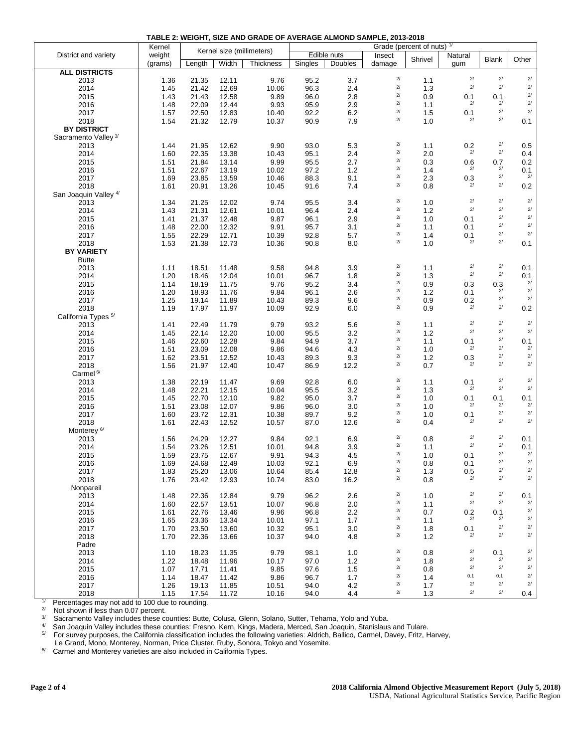**TABLE 2: WEIGHT, SIZE AND GRADE OF AVERAGE ALMOND SAMPLE, 2013-2018**

| District and variety | Kernel weight (grams) | Kernel size (millimeters) | | | Grade (percent of nuts) [1/] | | | | | | |
|---|---|---|---|---|---|---|---|---|---|---|---|
| | | Length | Width | Thickness | Edible nuts: Singles | Edible nuts: Doubles | Insect damage | Shrivel | Natural gum | Blank | Other |
| **ALL DISTRICTS** | | | | | | | | | | | |
| 2013 | 1.36 | 21.35 | 12.11 | 9.76 | 95.2 | 3.7 | 2/ | 1.1 | 2/ | 2/ | 2/ |
| 2014 | 1.45 | 21.42 | 12.69 | 10.06 | 96.3 | 2.4 | 2/ | 1.3 | 2/ | 2/ | 2/ |
| 2015 | 1.43 | 21.43 | 12.58 | 9.89 | 96.0 | 2.8 | 2/ | 0.9 | 0.1 | 0.1 | 2/ |
| 2016 | 1.48 | 22.09 | 12.44 | 9.93 | 95.9 | 2.9 | 2/ | 1.1 | 2/ | 2/ | 2/ |
| 2017 | 1.57 | 22.50 | 12.83 | 10.40 | 92.2 | 6.2 | 2/ | 1.5 | 0.1 | 2/ | 2/ |
| 2018 | 1.54 | 21.32 | 12.79 | 10.37 | 90.9 | 7.9 | 2/ | 1.0 | 2/ | 2/ | 0.1 |
| **BY DISTRICT** | | | | | | | | | | | |
| Sacramento Valley [3/] | | | | | | | | | | | |
| 2013 | 1.44 | 21.95 | 12.62 | 9.90 | 93.0 | 5.3 | 2/ | 1.1 | 0.2 | 2/ | 0.5 |
| 2014 | 1.60 | 22.35 | 13.38 | 10.43 | 95.1 | 2.4 | 2/ | 2.0 | 2/ | 2/ | 0.4 |
| 2015 | 1.51 | 21.84 | 13.14 | 9.99 | 95.5 | 2.7 | 2/ | 0.3 | 0.6 | 0.7 | 0.2 |
| 2016 | 1.51 | 22.67 | 13.19 | 10.02 | 97.2 | 1.2 | 2/ | 1.4 | 2/ | 2/ | 0.1 |
| 2017 | 1.69 | 23.85 | 13.59 | 10.46 | 88.3 | 9.1 | 2/ | 2.3 | 0.3 | 2/ | 2/ |
| 2018 | 1.61 | 20.91 | 13.26 | 10.45 | 91.6 | 7.4 | 2/ | 0.8 | 2/ | 2/ | 0.2 |
| San Joaquin Valley [4/] | | | | | | | | | | | |
| 2013 | 1.34 | 21.25 | 12.02 | 9.74 | 95.5 | 3.4 | 2/ | 1.0 | 2/ | 2/ | 2/ |
| 2014 | 1.43 | 21.31 | 12.61 | 10.01 | 96.4 | 2.4 | 2/ | 1.2 | 2/ | 2/ | 2/ |
| 2015 | 1.41 | 21.37 | 12.48 | 9.87 | 96.1 | 2.9 | 2/ | 1.0 | 0.1 | 2/ | 2/ |
| 2016 | 1.48 | 22.00 | 12.32 | 9.91 | 95.7 | 3.1 | 2/ | 1.1 | 0.1 | 2/ | 2/ |
| 2017 | 1.55 | 22.29 | 12.71 | 10.39 | 92.8 | 5.7 | 2/ | 1.4 | 0.1 | 2/ | 2/ |
| 2018 | 1.53 | 21.38 | 12.73 | 10.36 | 90.8 | 8.0 | 2/ | 1.0 | 2/ | 2/ | 0.1 |
| **BY VARIETY** | | | | | | | | | | | |
| Butte | | | | | | | | | | | |
| 2013 | 1.11 | 18.51 | 11.48 | 9.58 | 94.8 | 3.9 | 2/ | 1.1 | 2/ | 2/ | 0.1 |
| 2014 | 1.20 | 18.46 | 12.04 | 10.01 | 96.7 | 1.8 | 2/ | 1.3 | 2/ | 2/ | 0.1 |
| 2015 | 1.14 | 18.19 | 11.75 | 9.76 | 95.2 | 3.4 | 2/ | 0.9 | 0.3 | 0.3 | 2/ |
| 2016 | 1.20 | 18.93 | 11.76 | 9.84 | 96.1 | 2.6 | 2/ | 1.2 | 0.1 | 2/ | 2/ |
| 2017 | 1.25 | 19.14 | 11.89 | 10.43 | 89.3 | 9.6 | 2/ | 0.9 | 0.2 | 2/ | 2/ |
| 2018 | 1.19 | 17.97 | 11.97 | 10.09 | 92.9 | 6.0 | 2/ | 0.9 | 2/ | 2/ | 0.2 |
| California Types [5/] | | | | | | | | | | | |
| 2013 | 1.41 | 22.49 | 11.79 | 9.79 | 93.2 | 5.6 | 2/ | 1.1 | 2/ | 2/ | 2/ |
| 2014 | 1.45 | 22.14 | 12.20 | 10.00 | 95.5 | 3.2 | 2/ | 1.2 | 2/ | 2/ | 2/ |
| 2015 | 1.46 | 22.60 | 12.28 | 9.84 | 94.9 | 3.7 | 2/ | 1.1 | 0.1 | 2/ | 0.1 |
| 2016 | 1.51 | 23.09 | 12.08 | 9.86 | 94.6 | 4.3 | 2/ | 1.0 | 2/ | 2/ | 2/ |
| 2017 | 1.62 | 23.51 | 12.52 | 10.43 | 89.3 | 9.3 | 2/ | 1.2 | 0.3 | 2/ | 2/ |
| 2018 | 1.56 | 21.97 | 12.40 | 10.47 | 86.9 | 12.2 | 2/ | 0.7 | 2/ | 2/ | 2/ |
| Carmel [6/] | | | | | | | | | | | |
| 2013 | 1.38 | 22.19 | 11.47 | 9.69 | 92.8 | 6.0 | 2/ | 1.1 | 0.1 | 2/ | 2/ |
| 2014 | 1.48 | 22.21 | 12.15 | 10.04 | 95.5 | 3.2 | 2/ | 1.3 | 2/ | 2/ | 2/ |
| 2015 | 1.45 | 22.70 | 12.10 | 9.82 | 95.0 | 3.7 | 2/ | 1.0 | 0.1 | 0.1 | 0.1 |
| 2016 | 1.51 | 23.08 | 12.07 | 9.86 | 96.0 | 3.0 | 2/ | 1.0 | 2/ | 2/ | 2/ |
| 2017 | 1.60 | 23.72 | 12.31 | 10.38 | 89.7 | 9.2 | 2/ | 1.0 | 0.1 | 2/ | 2/ |
| 2018 | 1.61 | 22.43 | 12.52 | 10.57 | 87.0 | 12.6 | 2/ | 0.4 | 2/ | 2/ | 2/ |
| Monterey [6/] | | | | | | | | | | | |
| 2013 | 1.56 | 24.29 | 12.27 | 9.84 | 92.1 | 6.9 | 2/ | 0.8 | 2/ | 2/ | 0.1 |
| 2014 | 1.54 | 23.26 | 12.51 | 10.01 | 94.8 | 3.9 | 2/ | 1.1 | 2/ | 2/ | 0.1 |
| 2015 | 1.59 | 23.75 | 12.67 | 9.91 | 94.3 | 4.5 | 2/ | 1.0 | 0.1 | 2/ | 2/ |
| 2016 | 1.69 | 24.68 | 12.49 | 10.03 | 92.1 | 6.9 | 2/ | 0.8 | 0.1 | 2/ | 2/ |
| 2017 | 1.83 | 25.20 | 13.06 | 10.64 | 85.4 | 12.8 | 2/ | 1.3 | 0.5 | 2/ | 2/ |
| 2018 | 1.76 | 23.42 | 12.93 | 10.74 | 83.0 | 16.2 | 2/ | 0.8 | 2/ | 2/ | 2/ |
| Nonpareil | | | | | | | | | | | |
| 2013 | 1.48 | 22.36 | 12.84 | 9.79 | 96.2 | 2.6 | 2/ | 1.0 | 2/ | 2/ | 0.1 |
| 2014 | 1.60 | 22.57 | 13.51 | 10.07 | 96.8 | 2.0 | 2/ | 1.1 | 2/ | 2/ | 2/ |
| 2015 | 1.61 | 22.76 | 13.46 | 9.96 | 96.8 | 2.2 | 2/ | 0.7 | 0.2 | 0.1 | 2/ |
| 2016 | 1.65 | 23.36 | 13.34 | 10.01 | 97.1 | 1.7 | 2/ | 1.1 | 2/ | 2/ | 2/ |
| 2017 | 1.70 | 23.50 | 13.60 | 10.32 | 95.1 | 3.0 | 2/ | 1.8 | 0.1 | 2/ | 2/ |
| 2018 | 1.70 | 22.36 | 13.66 | 10.37 | 94.0 | 4.8 | 2/ | 1.2 | 2/ | 2/ | 2/ |
| Padre | | | | | | | | | | | |
| 2013 | 1.10 | 18.23 | 11.35 | 9.79 | 98.1 | 1.0 | 2/ | 0.8 | 2/ | 0.1 | 2/ |
| 2014 | 1.22 | 18.48 | 11.96 | 10.17 | 97.0 | 1.2 | 2/ | 1.8 | 2/ | 2/ | 2/ |
| 2015 | 1.07 | 17.71 | 11.41 | 9.85 | 97.6 | 1.5 | 2/ | 0.8 | 2/ | 2/ | 2/ |
| 2016 | 1.14 | 18.47 | 11.42 | 9.86 | 96.7 | 1.7 | 2/ | 1.4 | 0.1 | 0.1 | 2/ |
| 2017 | 1.26 | 19.13 | 11.85 | 10.51 | 94.0 | 4.2 | 2/ | 1.7 | 2/ | 2/ | 2/ |
| 2018 | 1.15 | 17.54 | 11.72 | 10.16 | 94.0 | 4.4 | 2/ | 1.3 | 2/ | 2/ | 0.4 |

[1/] Percentages may not add to 100 due to rounding.
[2/] Not shown if less than 0.07 percent.
[3/] Sacramento Valley includes these counties: Butte, Colusa, Glenn, Solano, Sutter, Tehama, Yolo and Yuba.
[4/] San Joaquin Valley includes these counties: Fresno, Kern, Kings, Madera, Merced, San Joaquin, Stanislaus and Tulare.
[5/] For survey purposes, the California classification includes the following varieties: Aldrich, Ballico, Carmel, Davey, Fritz, Harvey, Le Grand, Mono, Monterey, Norman, Price Cluster, Ruby, Sonora, Tokyo and Yosemite.
[6/] Carmel and Monterey varieties are also included in California Types.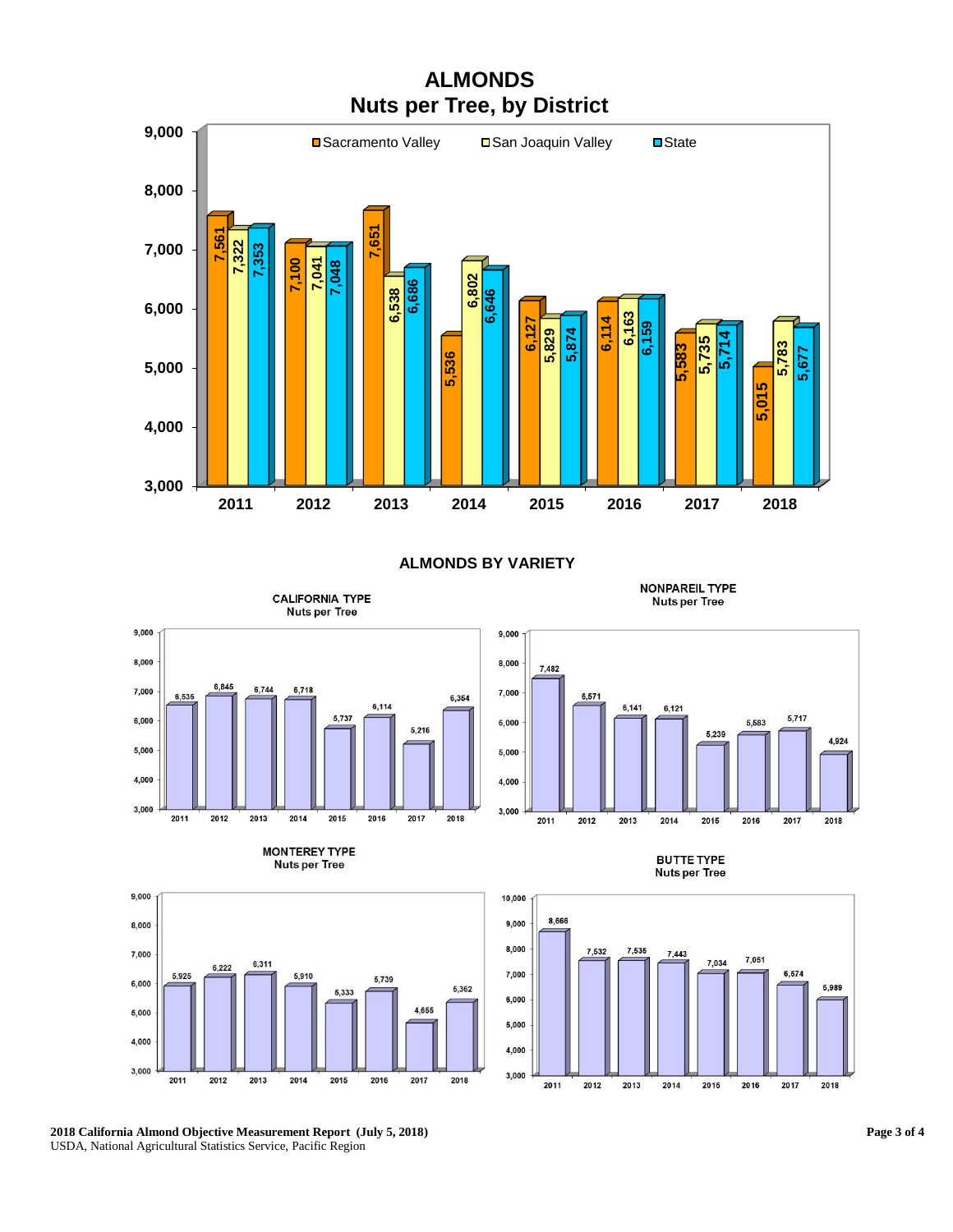# ALMONDS
## Nuts per Tree, by District

Sacramento Valley | San Joaquin Valley | State

9,000
8,000
7,000
6,000
5,000
4,000
3,000

2011: 7,561 | 7,322 | 7,353
2012: 7,100 | 7,041 | 7,048
2013: 7,651 | 6,538 | 6,686
2014: 5,536 | 6,802 | 6,646
2015: 6,127 | 5,829 | 5,874
2016: 6,114 | 6,163 | 6,159
2017: 5,583 | 5,735 | 5,714
2018: 5,015 | 5,783 | 5,677

## ALMONDS BY VARIETY

### CALIFORNIA TYPE
Nuts per Tree

9,000
8,000
7,000
6,000
5,000
4,000
3,000

2011: 6,535
2012: 6,845
2013: 6,744
2014: 6,718
2015: 5,737
2016: 6,114
2017: 5,216
2018: 6,354

### NONPAREIL TYPE
Nuts per Tree

9,000
8,000
7,000
6,000
5,000
4,000
3,000

2011: 7,482
2012: 6,571
2013: 6,141
2014: 6,121
2015: 5,239
2016: 5,583
2017: 5,717
2018: 4,924

### MONTEREY TYPE
Nuts per Tree

9,000
8,000
7,000
6,000
5,000
4,000
3,000

2011: 5,925
2012: 6,222
2013: 6,311
2014: 5,910
2015: 5,333
2016: 5,739
2017: 4,655
2018: 5,362

### BUTTE TYPE
Nuts per Tree

10,000
9,000
8,000
7,000
6,000
5,000
4,000
3,000

2011: 8,666
2012: 7,532
2013: 7,535
2014: 7,443
2015: 7,034
2016: 7,051
2017: 6,574
2018: 5,989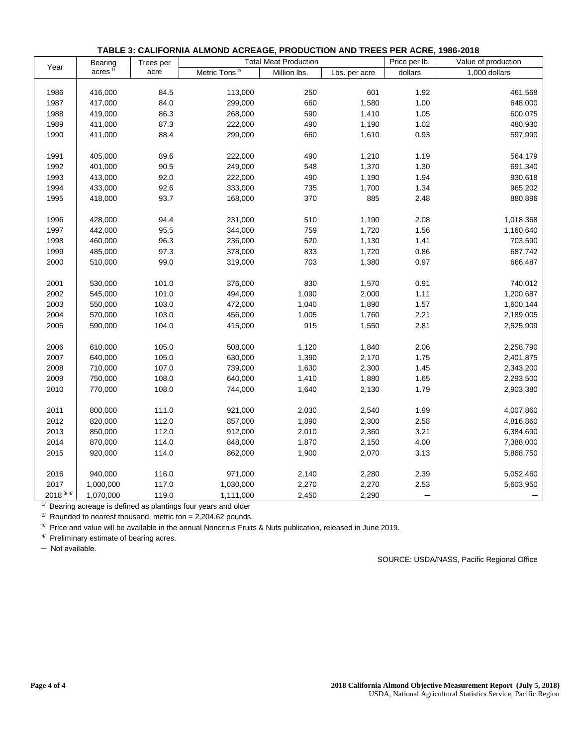**TABLE 3: CALIFORNIA ALMOND ACREAGE, PRODUCTION AND TREES PER ACRE, 1986-2018**

| Year | Bearing acres [1/] | Trees per acre | Total Meat Production | | | Price per lb. | Value of production |
|---|---|---|---|---|---|---|---|
| | | | Metric Tons [2/] | Million lbs. | Lbs. per acre | dollars | 1,000 dollars |
| 1986 | 416,000 | 84.5 | 113,000 | 250 | 601 | 1.92 | 461,568 |
| 1987 | 417,000 | 84.0 | 299,000 | 660 | 1,580 | 1.00 | 648,000 |
| 1988 | 419,000 | 86.3 | 268,000 | 590 | 1,410 | 1.05 | 600,075 |
| 1989 | 411,000 | 87.3 | 222,000 | 490 | 1,190 | 1.02 | 480,930 |
| 1990 | 411,000 | 88.4 | 299,000 | 660 | 1,610 | 0.93 | 597,990 |
| 1991 | 405,000 | 89.6 | 222,000 | 490 | 1,210 | 1.19 | 564,179 |
| 1992 | 401,000 | 90.5 | 249,000 | 548 | 1,370 | 1.30 | 691,340 |
| 1993 | 413,000 | 92.0 | 222,000 | 490 | 1,190 | 1.94 | 930,618 |
| 1994 | 433,000 | 92.6 | 333,000 | 735 | 1,700 | 1.34 | 965,202 |
| 1995 | 418,000 | 93.7 | 168,000 | 370 | 885 | 2.48 | 880,896 |
| 1996 | 428,000 | 94.4 | 231,000 | 510 | 1,190 | 2.08 | 1,018,368 |
| 1997 | 442,000 | 95.5 | 344,000 | 759 | 1,720 | 1.56 | 1,160,640 |
| 1998 | 460,000 | 96.3 | 236,000 | 520 | 1,130 | 1.41 | 703,590 |
| 1999 | 485,000 | 97.3 | 378,000 | 833 | 1,720 | 0.86 | 687,742 |
| 2000 | 510,000 | 99.0 | 319,000 | 703 | 1,380 | 0.97 | 666,487 |
| 2001 | 530,000 | 101.0 | 376,000 | 830 | 1,570 | 0.91 | 740,012 |
| 2002 | 545,000 | 101.0 | 494,000 | 1,090 | 2,000 | 1.11 | 1,200,687 |
| 2003 | 550,000 | 103.0 | 472,000 | 1,040 | 1,890 | 1.57 | 1,600,144 |
| 2004 | 570,000 | 103.0 | 456,000 | 1,005 | 1,760 | 2.21 | 2,189,005 |
| 2005 | 590,000 | 104.0 | 415,000 | 915 | 1,550 | 2.81 | 2,525,909 |
| 2006 | 610,000 | 105.0 | 508,000 | 1,120 | 1,840 | 2.06 | 2,258,790 |
| 2007 | 640,000 | 105.0 | 630,000 | 1,390 | 2,170 | 1.75 | 2,401,875 |
| 2008 | 710,000 | 107.0 | 739,000 | 1,630 | 2,300 | 1.45 | 2,343,200 |
| 2009 | 750,000 | 108.0 | 640,000 | 1,410 | 1,880 | 1.65 | 2,293,500 |
| 2010 | 770,000 | 108.0 | 744,000 | 1,640 | 2,130 | 1.79 | 2,903,380 |
| 2011 | 800,000 | 111.0 | 921,000 | 2,030 | 2,540 | 1.99 | 4,007,860 |
| 2012 | 820,000 | 112.0 | 857,000 | 1,890 | 2,300 | 2.58 | 4,816,860 |
| 2013 | 850,000 | 112.0 | 912,000 | 2,010 | 2,360 | 3.21 | 6,384,690 |
| 2014 | 870,000 | 114.0 | 848,000 | 1,870 | 2,150 | 4.00 | 7,388,000 |
| 2015 | 920,000 | 114.0 | 862,000 | 1,900 | 2,070 | 3.13 | 5,868,750 |
| 2016 | 940,000 | 116.0 | 971,000 | 2,140 | 2,280 | 2.39 | 5,052,460 |
| 2017 | 1,000,000 | 117.0 | 1,030,000 | 2,270 | 2,270 | 2.53 | 5,603,950 |
| 2018 [3/] [4/] | 1,070,000 | 119.0 | 1,111,000 | 2,450 | 2,290 | – | – |

[1/] Bearing acreage is defined as plantings four years and older

[2/] Rounded to nearest thousand, metric ton = 2,204.62 pounds.

[3/] Price and value will be available in the annual Noncitrus Fruits & Nuts publication, released in June 2019.

[4/] Preliminary estimate of bearing acres.

– Not available.

SOURCE: USDA/NASS, Pacific Regional Office